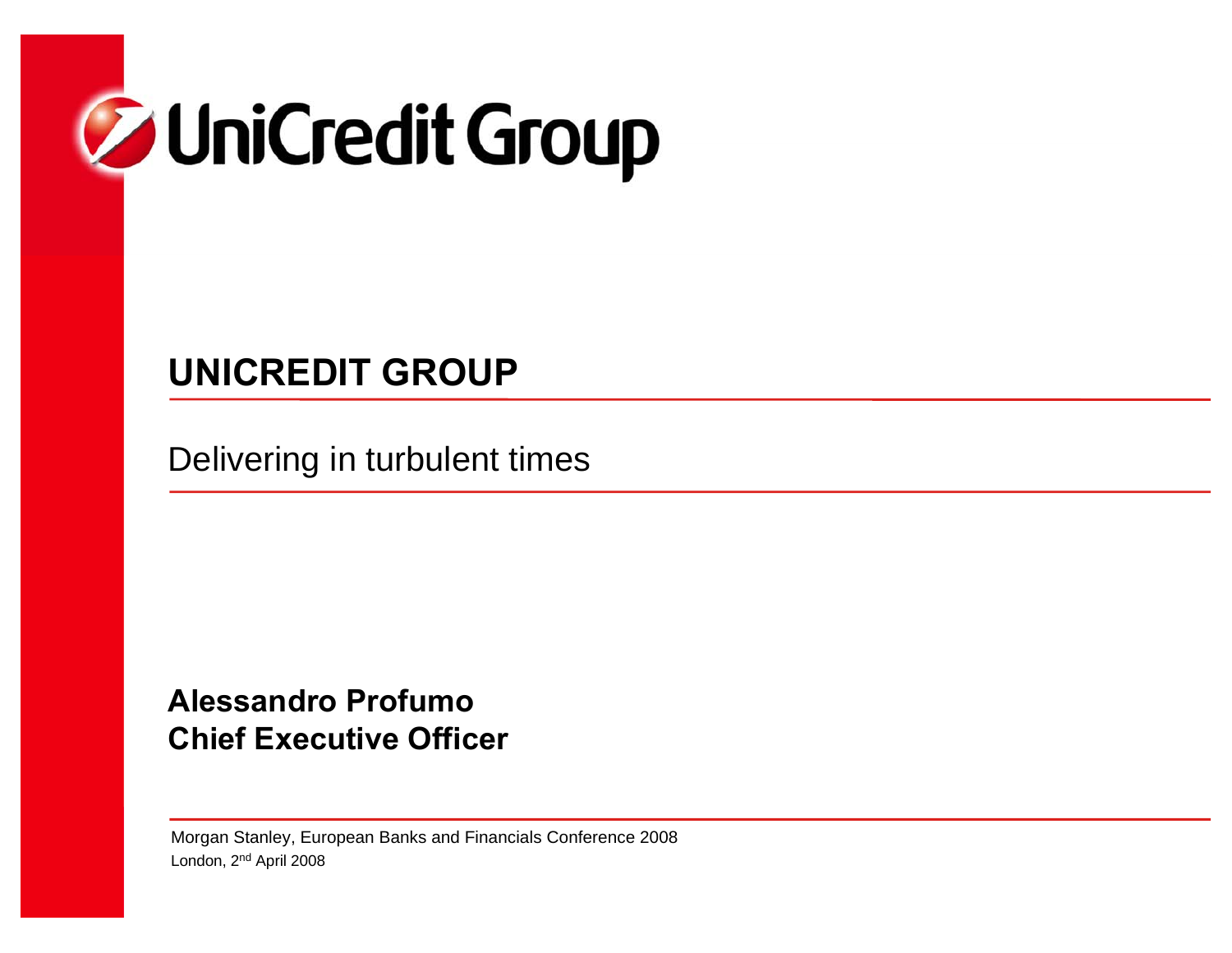UniCredit Group

# UNICREDIT GROUP

## Delivering in turbulent times

**Alessandro Profumo**
**Chief Executive Officer**

Morgan Stanley, European Banks and Financials Conference 2008
London, 2[nd] April 2008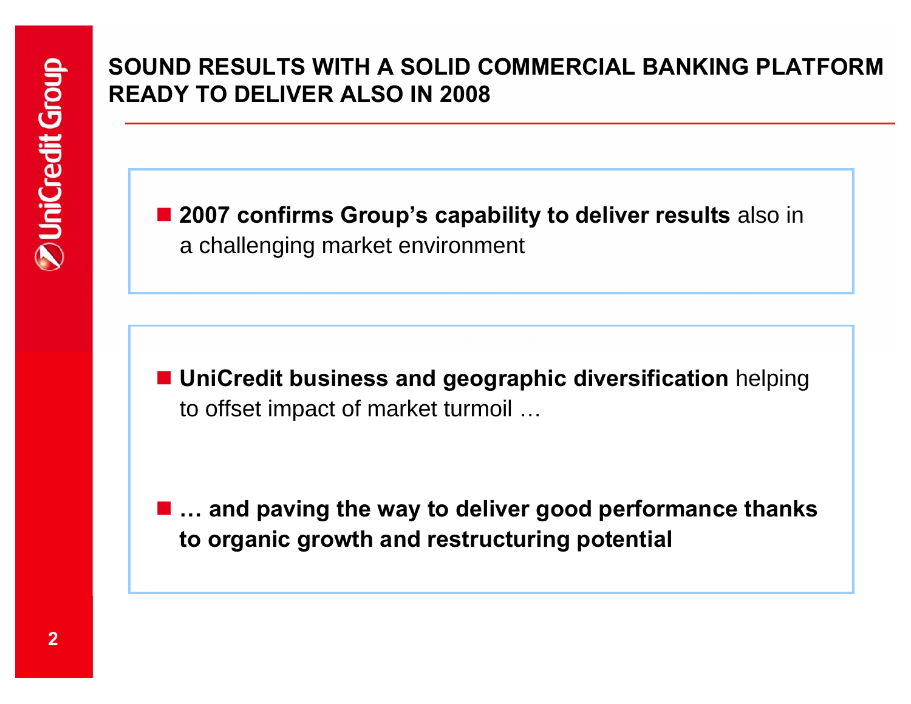# SOUND RESULTS WITH A SOLID COMMERCIAL BANKING PLATFORM READY TO DELIVER ALSO IN 2008

- **2007 confirms Group's capability to deliver results** also in a challenging market environment

- **UniCredit business and geographic diversification** helping to offset impact of market turmoil …

- **… and paving the way to deliver good performance thanks to organic growth and restructuring potential**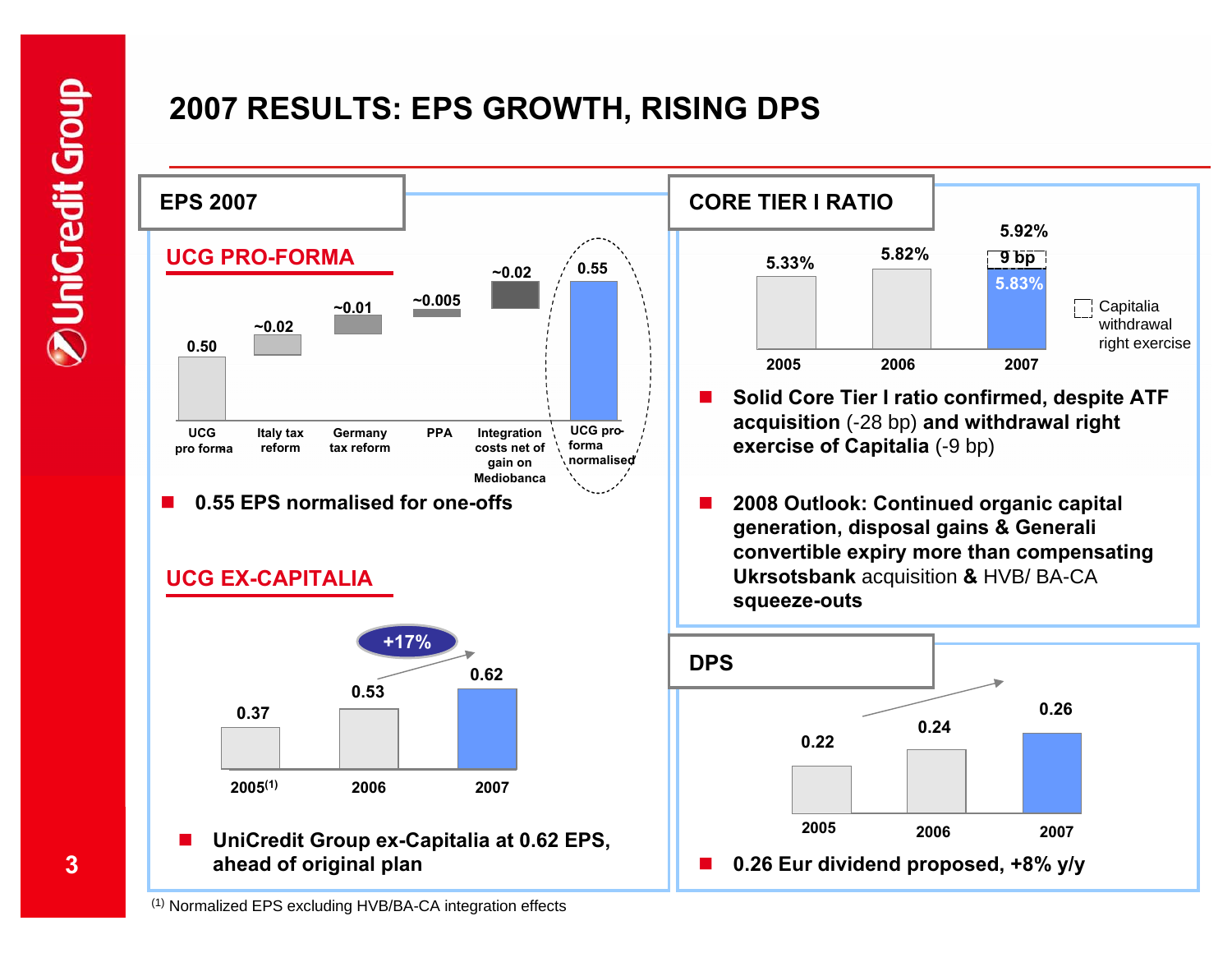# 2007 RESULTS: EPS GROWTH, RISING DPS

## EPS 2007

### UCG PRO-FORMA

| UCG pro forma | Italy tax reform | Germany tax reform | PPA | Integration costs net of gain on Mediobanca | UCG pro-forma normalised |
|---|---|---|---|---|---|
| 0.50 | ~0.02 | ~0.01 | ~0.005 | ~0.02 | 0.55 |

- **0.55 EPS normalised for one-offs**

### UCG EX-CAPITALIA

| 2005[1] | 2006 | 2007 |
|---|---|---|
| 0.37 | 0.53 | 0.62 |

+17%

- **UniCredit Group ex-Capitalia at 0.62 EPS, ahead of original plan**

## CORE TIER I RATIO

| 2005 | 2006 | 2007 |
|---|---|---|
| 5.33% | 5.82% | 5.92% (5.83% + 9 bp) |

Capitalia withdrawal right exercise

- **Solid Core Tier I ratio confirmed, despite ATF acquisition** (-28 bp) **and withdrawal right exercise of Capitalia** (-9 bp)
- **2008 Outlook: Continued organic capital generation, disposal gains & Generali convertible expiry more than compensating Ukrsotsbank** acquisition **&** HVB/ BA-CA **squeeze-outs**

## DPS

| 2005 | 2006 | 2007 |
|---|---|---|
| 0.22 | 0.24 | 0.26 |

- **0.26 Eur dividend proposed, +8% y/y**

[1] Normalized EPS excluding HVB/BA-CA integration effects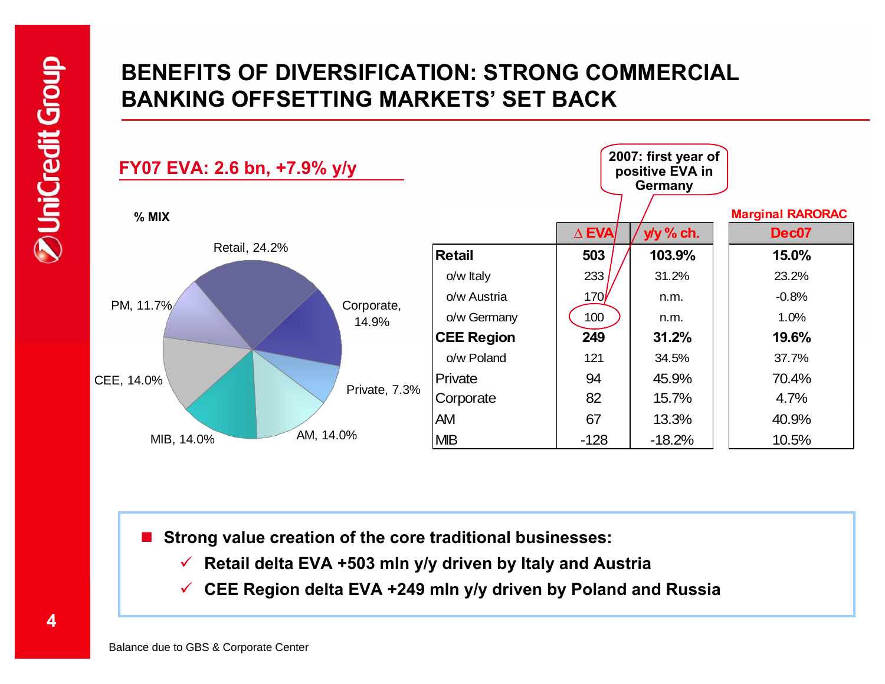# BENEFITS OF DIVERSIFICATION: STRONG COMMERCIAL BANKING OFFSETTING MARKETS' SET BACK

## FY07 EVA: 2.6 bn, +7.9% y/y

**% MIX**

- Retail, 24.2%
- Corporate, 14.9%
- Private, 7.3%
- AM, 14.0%
- MIB, 14.0%
- CEE, 14.0%
- PM, 11.7%

2007: first year of positive EVA in Germany

| | Δ EVA | y/y % ch. | Marginal RARORAC Dec07 |
|---|---|---|---|
| **Retail** | **503** | **103.9%** | **15.0%** |
| o/w Italy | 233 | 31.2% | 23.2% |
| o/w Austria | 170 | n.m. | -0.8% |
| o/w Germany | 100 | n.m. | 1.0% |
| **CEE Region** | **249** | **31.2%** | **19.6%** |
| o/w Poland | 121 | 34.5% | 37.7% |
| Private | 94 | 45.9% | 70.4% |
| Corporate | 82 | 15.7% | 4.7% |
| AM | 67 | 13.3% | 40.9% |
| MIB | -128 | -18.2% | 10.5% |

- **Strong value creation of the core traditional businesses:**
  - ✓ **Retail delta EVA +503 mln y/y driven by Italy and Austria**
  - ✓ **CEE Region delta EVA +249 mln y/y driven by Poland and Russia**

Balance due to GBS & Corporate Center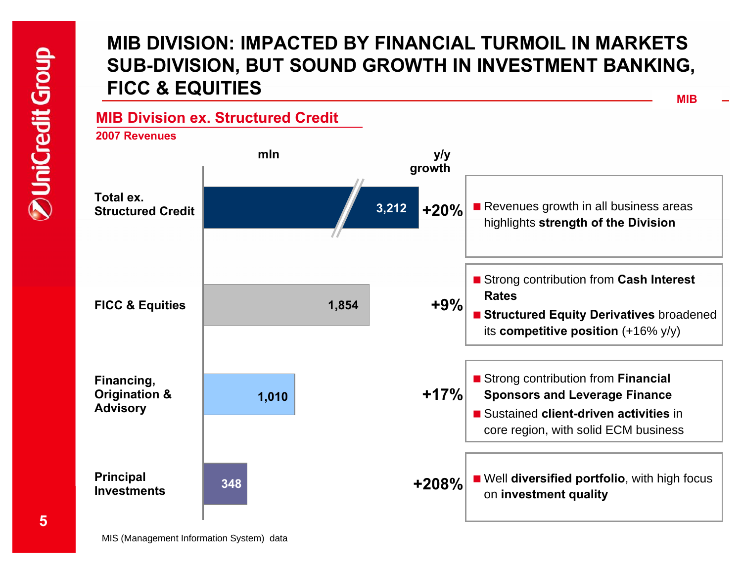# MIB DIVISION: IMPACTED BY FINANCIAL TURMOIL IN MARKETS SUB-DIVISION, BUT SOUND GROWTH IN INVESTMENT BANKING, FICC & EQUITIES

MIB

## MIB Division ex. Structured Credit

**2007 Revenues**

| | mln | y/y growth | |
|---|---|---|---|
| **Total ex. Structured Credit** | 3,212 | +20% | Revenues growth in all business areas highlights **strength of the Division** |
| **FICC & Equities** | 1,854 | +9% | Strong contribution from **Cash Interest Rates**<br>**Structured Equity Derivatives** broadened its **competitive position** (+16% y/y) |
| **Financing, Origination & Advisory** | 1,010 | +17% | Strong contribution from **Financial Sponsors and Leverage Finance**<br>Sustained **client-driven activities** in core region, with solid ECM business |
| **Principal Investments** | 348 | +208% | Well **diversified portfolio**, with high focus on **investment quality** |

MIS (Management Information System) data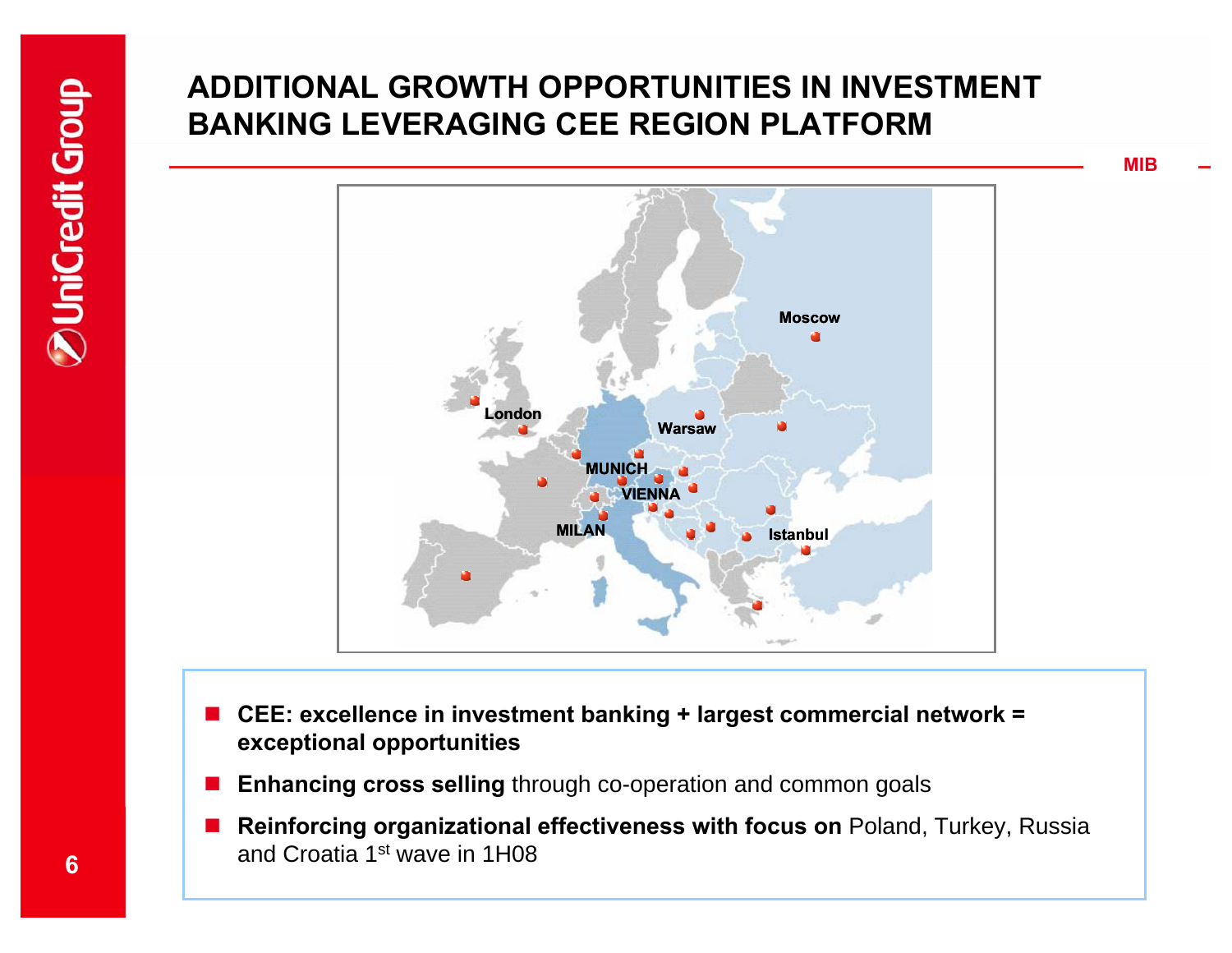# ADDITIONAL GROWTH OPPORTUNITIES IN INVESTMENT BANKING LEVERAGING CEE REGION PLATFORM

- **CEE: excellence in investment banking + largest commercial network = exceptional opportunities**
- **Enhancing cross selling** through co-operation and common goals
- **Reinforcing organizational effectiveness with focus on** Poland, Turkey, Russia and Croatia 1st wave in 1H08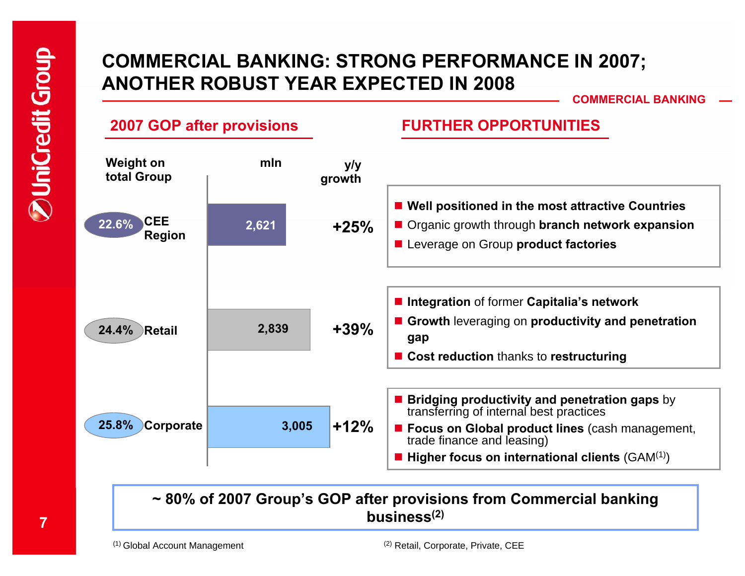# COMMERCIAL BANKING: STRONG PERFORMANCE IN 2007; ANOTHER ROBUST YEAR EXPECTED IN 2008

COMMERCIAL BANKING

## 2007 GOP after provisions

| Weight on total Group | | mln | y/y growth |
|---|---|---|---|
| 22.6% | CEE Region | 2,621 | +25% |
| 24.4% | Retail | 2,839 | +39% |
| 25.8% | Corporate | 3,005 | +12% |

## FURTHER OPPORTUNITIES

**CEE Region**

- **Well positioned in the most attractive Countries**
- Organic growth through **branch network expansion**
- Leverage on Group **product factories**

**Retail**

- **Integration** of former **Capitalia's network**
- **Growth** leveraging on **productivity and penetration gap**
- **Cost reduction** thanks to **restructuring**

**Corporate**

- **Bridging productivity and penetration gaps** by transferring of internal best practices
- **Focus on Global product lines** (cash management, trade finance and leasing)
- **Higher focus on international clients** (GAM[1])

**~ 80% of 2007 Group's GOP after provisions from Commercial banking business[2]**

[1] Global Account Management

[2] Retail, Corporate, Private, CEE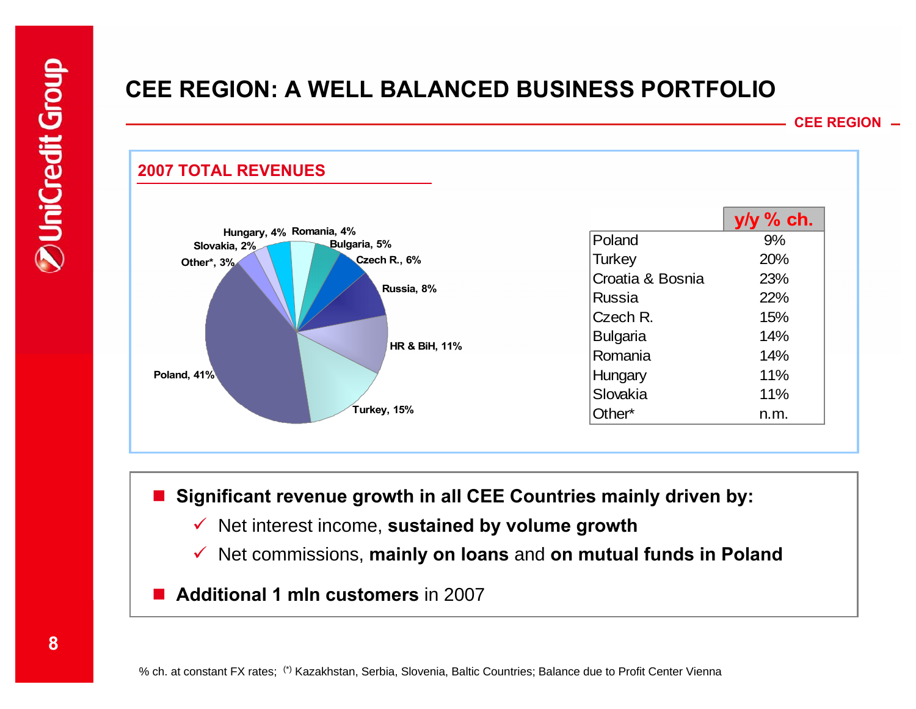# CEE REGION: A WELL BALANCED BUSINESS PORTFOLIO

CEE REGION

## 2007 TOTAL REVENUES

Poland, 41%; Turkey, 15%; HR & BiH, 11%; Russia, 8%; Czech R., 6%; Bulgaria, 5%; Romania, 4%; Hungary, 4%; Slovakia, 2%; Other*, 3%

| | y/y % ch. |
|---|---|
| Poland | 9% |
| Turkey | 20% |
| Croatia & Bosnia | 23% |
| Russia | 22% |
| Czech R. | 15% |
| Bulgaria | 14% |
| Romania | 14% |
| Hungary | 11% |
| Slovakia | 11% |
| Other* | n.m. |

- **Significant revenue growth in all CEE Countries mainly driven by:**
  - ✓ Net interest income, **sustained by volume growth**
  - ✓ Net commissions, **mainly on loans** and **on mutual funds in Poland**
- **Additional 1 mln customers** in 2007

% ch. at constant FX rates; (*) Kazakhstan, Serbia, Slovenia, Baltic Countries; Balance due to Profit Center Vienna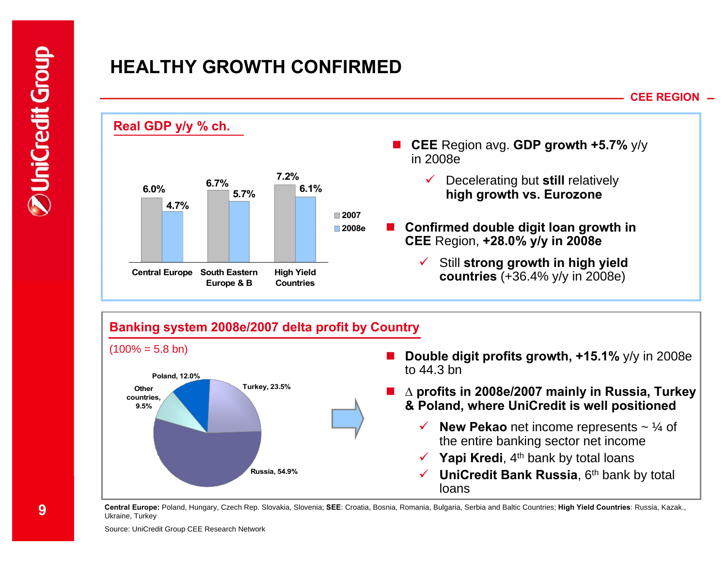# HEALTHY GROWTH CONFIRMED

**CEE REGION**

## Real GDP y/y % ch.

| | 2007 | 2008e |
|---|---|---|
| Central Europe | 6.0% | 4.7% |
| South Eastern Europe & B | 6.7% | 5.7% |
| High Yield Countries | 7.2% | 6.1% |

- **CEE** Region avg. **GDP growth +5.7%** y/y in 2008e
  - ✓ Decelerating but **still** relatively **high growth vs. Eurozone**
- **Confirmed double digit loan growth in CEE** Region, **+28.0% y/y in 2008e**
  - ✓ Still **strong growth in high yield countries** (+36.4% y/y in 2008e)

## Banking system 2008e/2007 delta profit by Country

(100% = 5.8 bn)

| Country | Share |
|---|---|
| Russia | 54.9% |
| Turkey | 23.5% |
| Poland | 12.0% |
| Other countries | 9.5% |

- **Double digit profits growth, +15.1%** y/y in 2008e to 44.3 bn
- **∆ profits in 2008e/2007 mainly in Russia, Turkey & Poland, where UniCredit is well positioned**
  - ✓ **New Pekao** net income represents ~ ¼ of the entire banking sector net income
  - ✓ **Yapi Kredi**, 4th bank by total loans
  - ✓ **UniCredit Bank Russia**, 6th bank by total loans

**Central Europe:** Poland, Hungary, Czech Rep. Slovakia, Slovenia; **SEE**: Croatia, Bosnia, Romania, Bulgaria, Serbia and Baltic Countries; **High Yield Countries**: Russia, Kazak., Ukraine, Turkey

Source: UniCredit Group CEE Research Network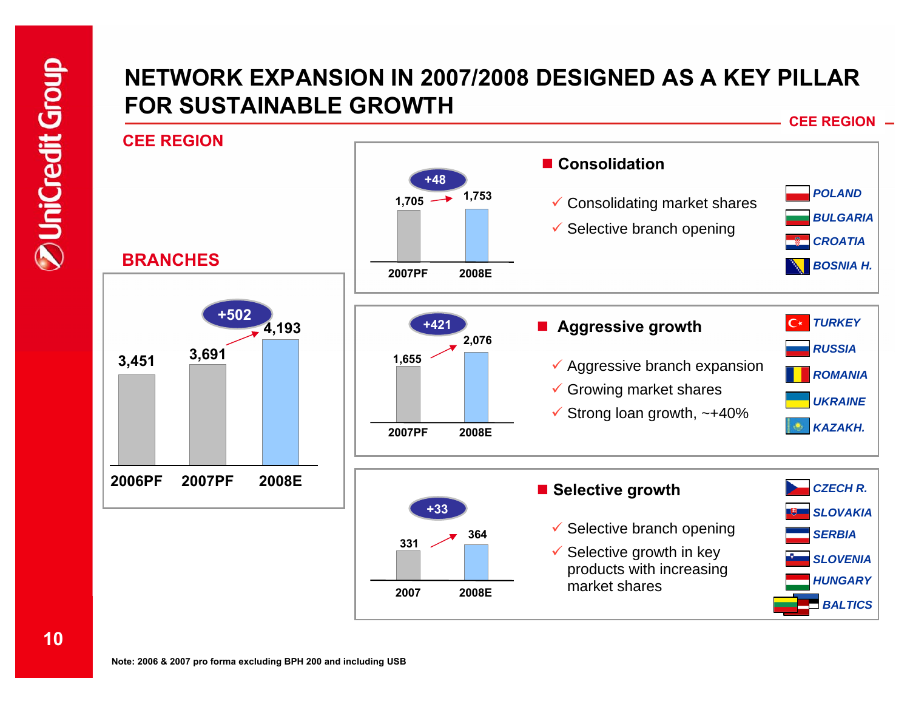# NETWORK EXPANSION IN 2007/2008 DESIGNED AS A KEY PILLAR FOR SUSTAINABLE GROWTH

CEE REGION

## CEE REGION

### BRANCHES

| 2006PF | 2007PF | 2008E |
|---|---|---|
| 3,451 | 3,691 | 4,193 |

+502

### Consolidation

| 2007PF | 2008E |
|---|---|
| 1,705 | 1,753 |

+48

- ✓ Consolidating market shares
- ✓ Selective branch opening

POLAND, BULGARIA, CROATIA, BOSNIA H.

### Aggressive growth

| 2007PF | 2008E |
|---|---|
| 1,655 | 2,076 |

+421

- ✓ Aggressive branch expansion
- ✓ Growing market shares
- ✓ Strong loan growth, ~+40%

TURKEY, RUSSIA, ROMANIA, UKRAINE, KAZAKH.

### Selective growth

| 2007 | 2008E |
|---|---|
| 331 | 364 |

+33

- ✓ Selective branch opening
- ✓ Selective growth in key products with increasing market shares

CZECH R., SLOVAKIA, SERBIA, SLOVENIA, HUNGARY, BALTICS

Note: 2006 & 2007 pro forma excluding BPH 200 and including USB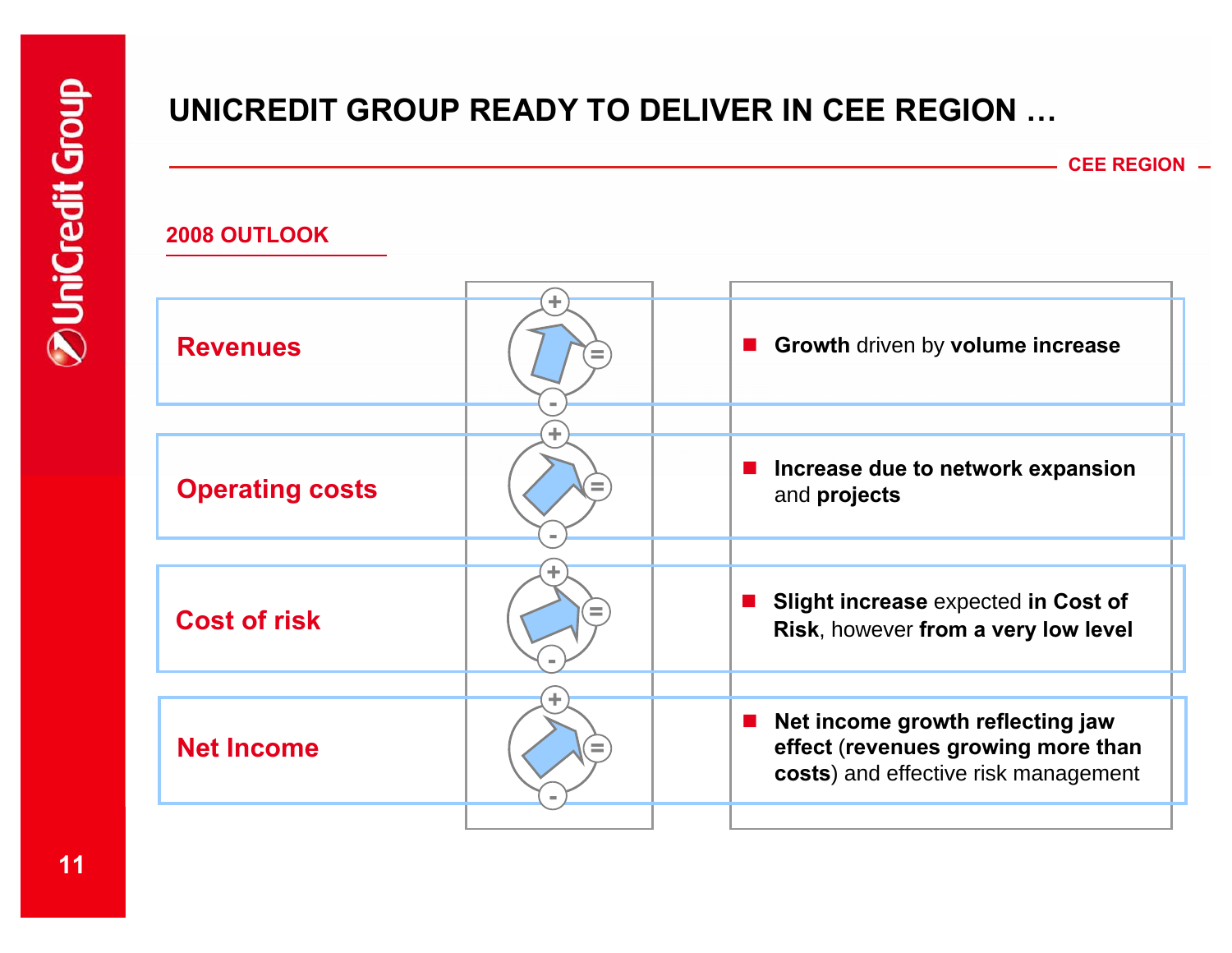# UNICREDIT GROUP READY TO DELIVER IN CEE REGION …

CEE REGION

## 2008 OUTLOOK

| | | |
|---|---|---|
| **Revenues** | + / = / - | ■ **Growth** driven by **volume increase** |
| **Operating costs** | + / = / - | ■ **Increase due to network expansion** and **projects** |
| **Cost of risk** | + / = / - | ■ **Slight increase** expected **in Cost of Risk**, however **from a very low level** |
| **Net Income** | + / = / - | ■ **Net income growth reflecting jaw effect** (**revenues growing more than costs**) and effective risk management |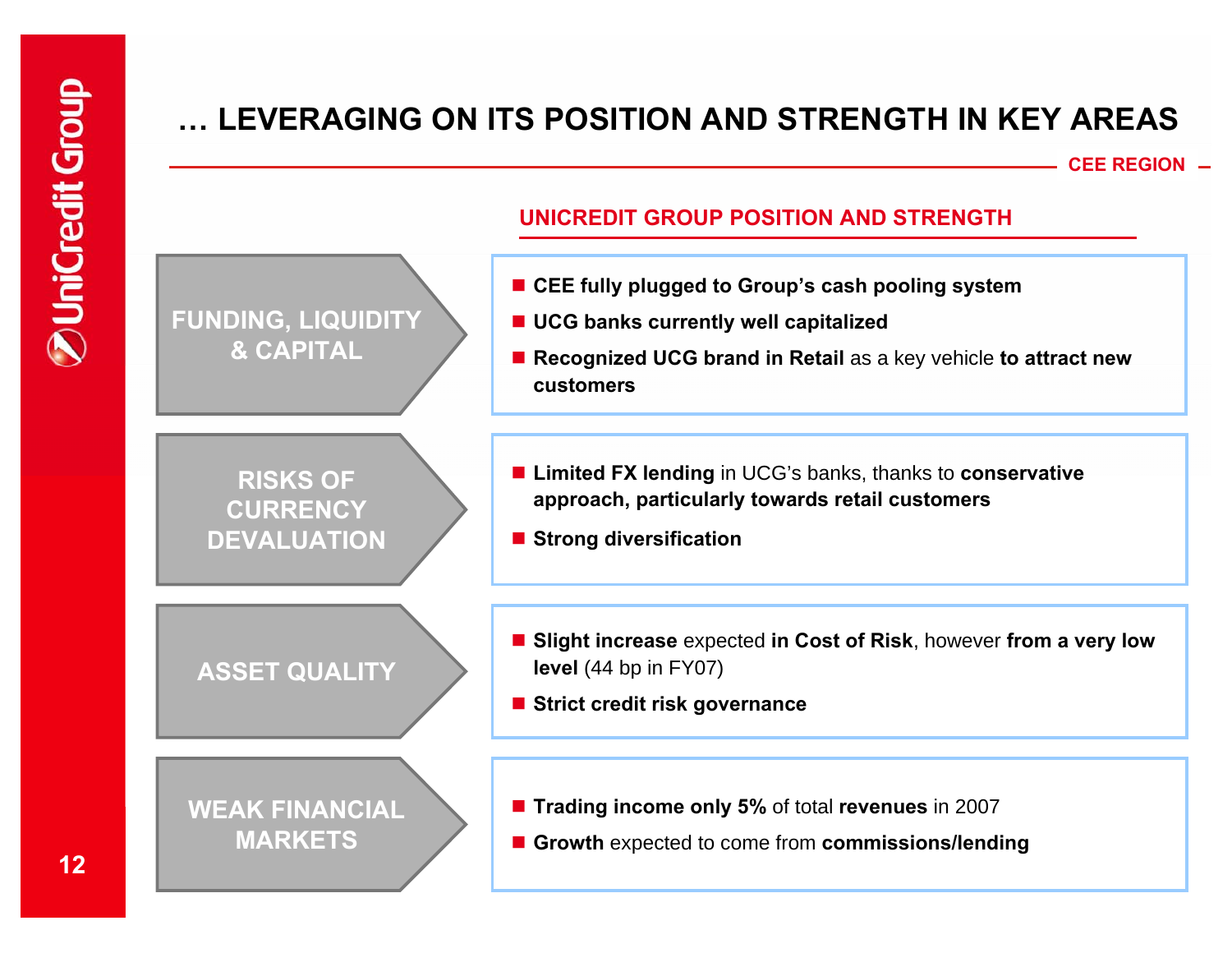# … LEVERAGING ON ITS POSITION AND STRENGTH IN KEY AREAS

CEE REGION

## UNICREDIT GROUP POSITION AND STRENGTH

### FUNDING, LIQUIDITY & CAPITAL

- **CEE fully plugged to Group's cash pooling system**
- **UCG banks currently well capitalized**
- **Recognized UCG brand in Retail** as a key vehicle **to attract new customers**

### RISKS OF CURRENCY DEVALUATION

- **Limited FX lending** in UCG's banks, thanks to **conservative approach, particularly towards retail customers**
- **Strong diversification**

### ASSET QUALITY

- **Slight increase** expected **in Cost of Risk**, however **from a very low level** (44 bp in FY07)
- **Strict credit risk governance**

### WEAK FINANCIAL MARKETS

- **Trading income only 5%** of total **revenues** in 2007
- **Growth** expected to come from **commissions/lending**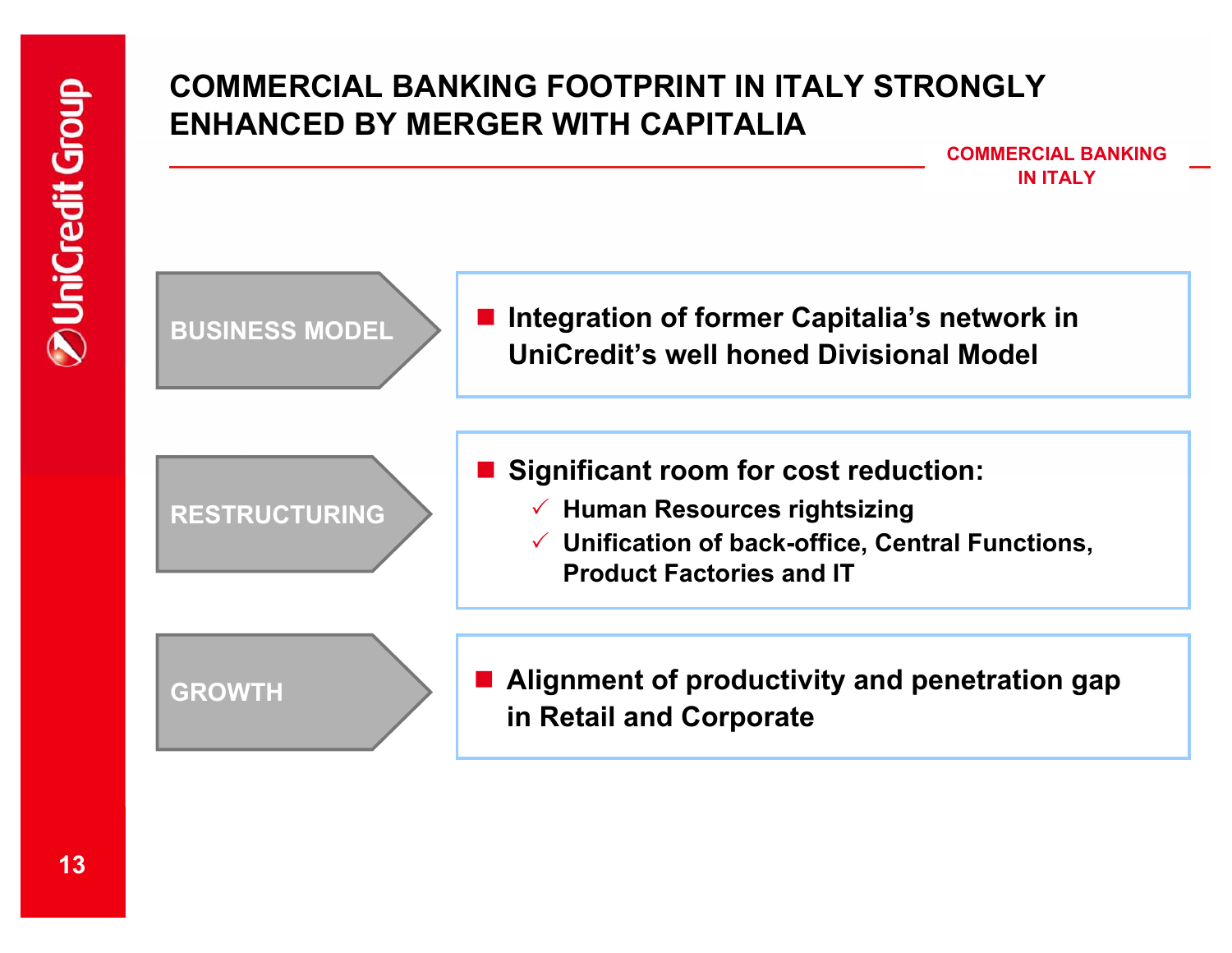# COMMERCIAL BANKING FOOTPRINT IN ITALY STRONGLY ENHANCED BY MERGER WITH CAPITALIA

COMMERCIAL BANKING IN ITALY

**BUSINESS MODEL**

- **Integration of former Capitalia's network in UniCredit's well honed Divisional Model**

**RESTRUCTURING**

- **Significant room for cost reduction:**
  - ✓ Human Resources rightsizing
  - ✓ Unification of back-office, Central Functions, Product Factories and IT

**GROWTH**

- **Alignment of productivity and penetration gap in Retail and Corporate**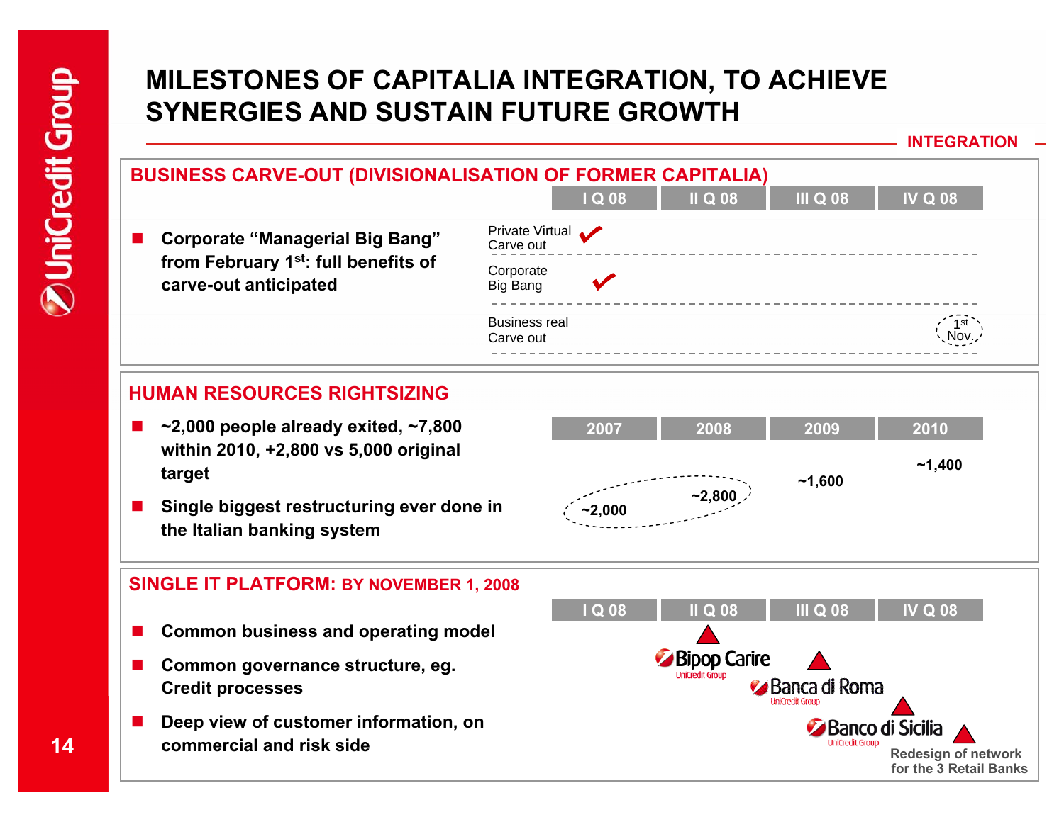# MILESTONES OF CAPITALIA INTEGRATION, TO ACHIEVE SYNERGIES AND SUSTAIN FUTURE GROWTH

INTEGRATION

## BUSINESS CARVE-OUT (DIVISIONALISATION OF FORMER CAPITALIA)

- **Corporate "Managerial Big Bang" from February 1st: full benefits of carve-out anticipated**

| | I Q 08 | II Q 08 | III Q 08 | IV Q 08 |
|---|---|---|---|---|
| Private Virtual Carve out | ✔ | | | |
| Corporate Big Bang | ✔ | | | |
| Business real Carve out | | | | 1st Nov. |

## HUMAN RESOURCES RIGHTSIZING

- **~2,000 people already exited, ~7,800 within 2010, +2,800 vs 5,000 original target**
- **Single biggest restructuring ever done in the Italian banking system**

| 2007 | 2008 | 2009 | 2010 |
|---|---|---|---|
| ~2,000 | ~2,800 | ~1,600 | ~1,400 |

## SINGLE IT PLATFORM: BY NOVEMBER 1, 2008

- **Common business and operating model**
- **Common governance structure, eg. Credit processes**
- **Deep view of customer information, on commercial and risk side**

| I Q 08 | II Q 08 | III Q 08 | IV Q 08 |
|---|---|---|---|
| | Bipop Carire | Banca di Roma | Banco di Sicilia |

Redesign of network for the 3 Retail Banks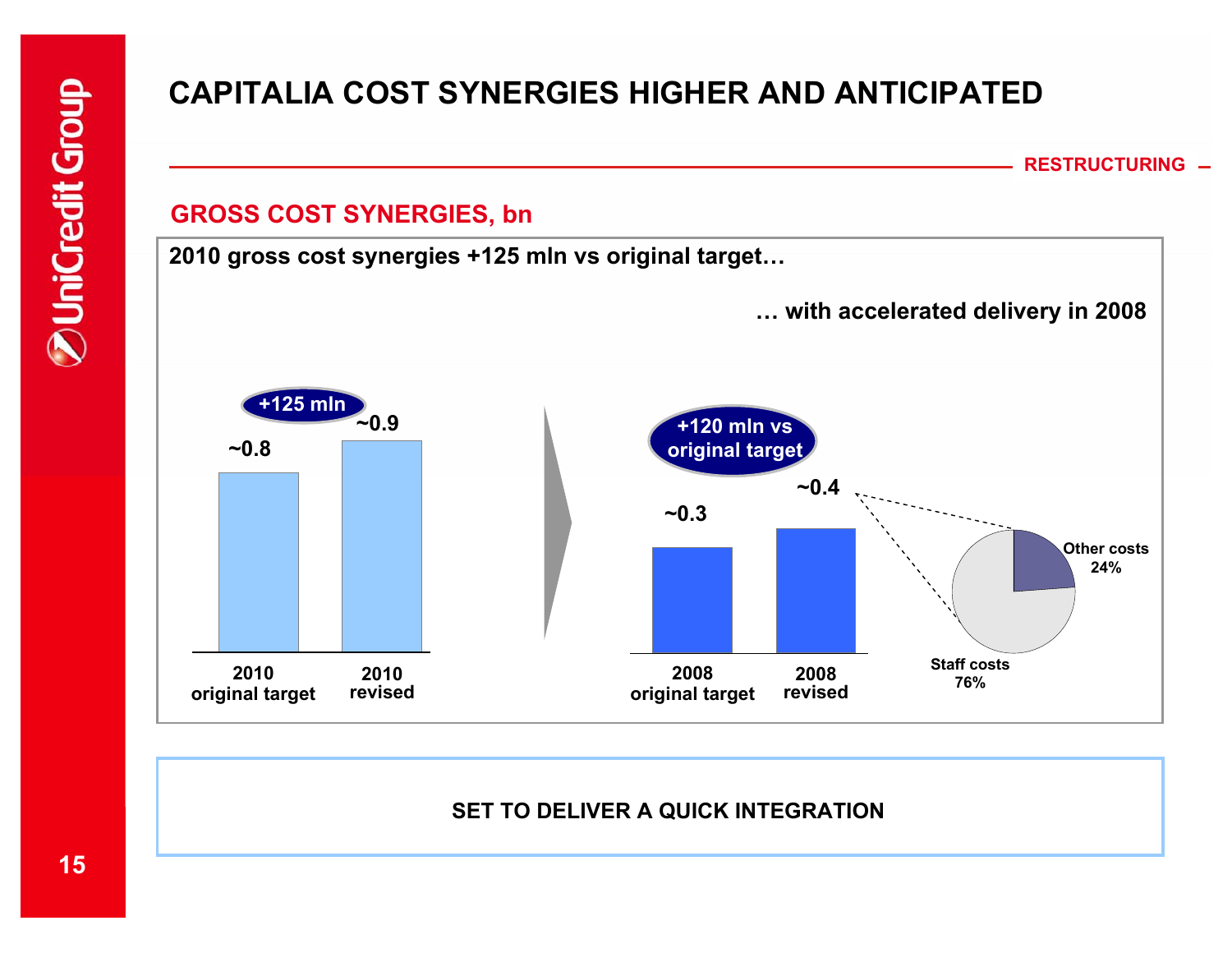# CAPITALIA COST SYNERGIES HIGHER AND ANTICIPATED

RESTRUCTURING

## GROSS COST SYNERGIES, bn

**2010 gross cost synergies +125 mln vs original target…**

**… with accelerated delivery in 2008**

+125 mln

| | 2010 original target | 2010 revised |
|---|---|---|
| Gross cost synergies, bn | ~0.8 | ~0.9 |

+120 mln vs original target

| | 2008 original target | 2008 revised |
|---|---|---|
| Gross cost synergies, bn | ~0.3 | ~0.4 |

2008 revised breakdown:

- Staff costs 76%
- Other costs 24%

**SET TO DELIVER A QUICK INTEGRATION**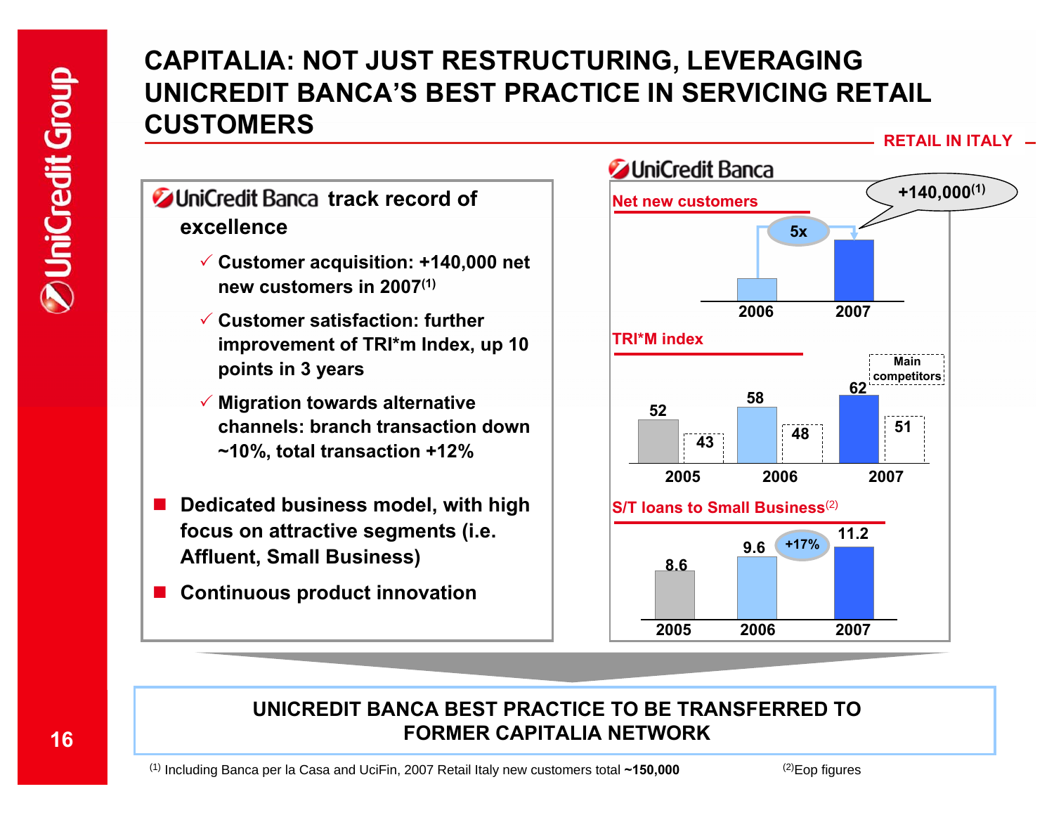# CAPITALIA: NOT JUST RESTRUCTURING, LEVERAGING UNICREDIT BANCA'S BEST PRACTICE IN SERVICING RETAIL CUSTOMERS

RETAIL IN ITALY

## UniCredit Banca track record of excellence

- ✓ Customer acquisition: +140,000 net new customers in 2007[1]
- ✓ Customer satisfaction: further improvement of TRI*m Index, up 10 points in 3 years
- ✓ Migration towards alternative channels: branch transaction down ~10%, total transaction +12%

- Dedicated business model, with high focus on attractive segments (i.e. Affluent, Small Business)
- Continuous product innovation

## UniCredit Banca

**Net new customers**

| | 2006 | 2007 |
|---|---|---|
| Net new customers | | +140,000[1] (5x) |

**TRI*M index**

| | 2005 | 2006 | 2007 |
|---|---|---|---|
| UniCredit Banca | 52 | 58 | 62 |
| Main competitors | 43 | 48 | 51 |

**S/T loans to Small Business[2]**

| 2005 | 2006 | 2007 |
|---|---|---|
| 8.6 | 9.6 | 11.2 |

+17% (2006–2007)

**UNICREDIT BANCA BEST PRACTICE TO BE TRANSFERRED TO FORMER CAPITALIA NETWORK**

(1) Including Banca per la Casa and UciFin, 2007 Retail Italy new customers total **~150,000**

(2) Eop figures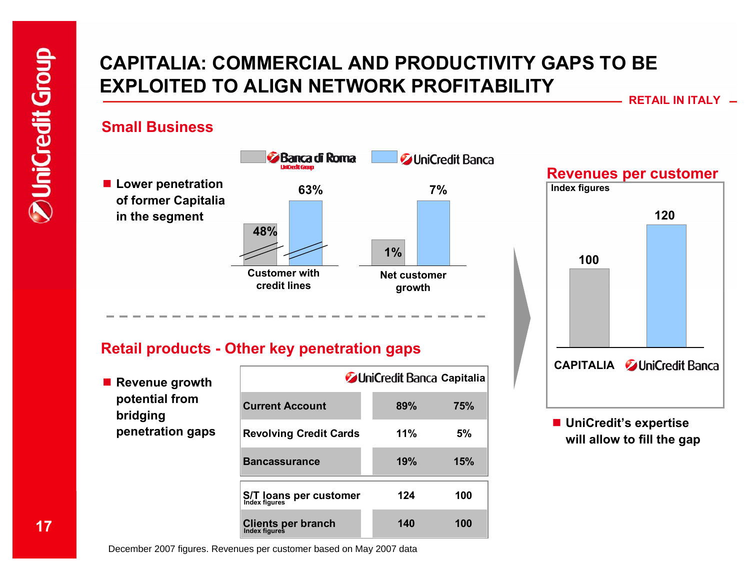# CAPITALIA: COMMERCIAL AND PRODUCTIVITY GAPS TO BE EXPLOITED TO ALIGN NETWORK PROFITABILITY

RETAIL IN ITALY

## Small Business

- Lower penetration of former Capitalia in the segment

| | Banca di Roma | UniCredit Banca |
|---|---|---|
| Customer with credit lines | 48% | 63% |
| Net customer growth | 1% | 7% |

## Retail products - Other key penetration gaps

- Revenue growth potential from bridging penetration gaps

| | UniCredit Banca | Capitalia |
|---|---|---|
| Current Account | 89% | 75% |
| Revolving Credit Cards | 11% | 5% |
| Bancassurance | 19% | 15% |
| S/T loans per customer (Index figures) | 124 | 100 |
| Clients per branch (Index figures) | 140 | 100 |

## Revenues per customer

Index figures

| CAPITALIA | UniCredit Banca |
|---|---|
| 100 | 120 |

- UniCredit's expertise will allow to fill the gap

December 2007 figures. Revenues per customer based on May 2007 data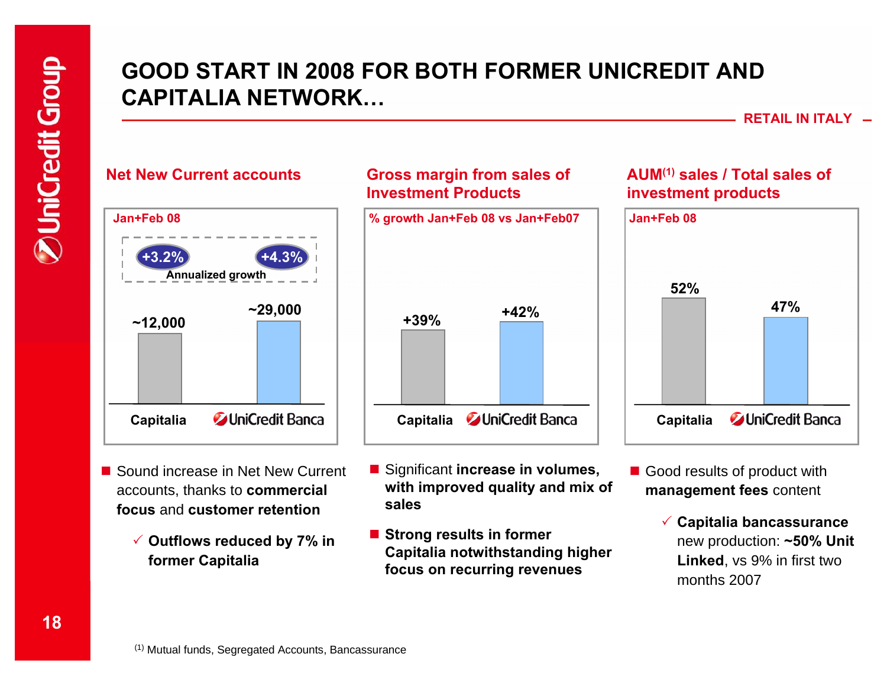# GOOD START IN 2008 FOR BOTH FORMER UNICREDIT AND CAPITALIA NETWORK…

RETAIL IN ITALY

## Net New Current accounts

Jan+Feb 08

| | Capitalia | UniCredit Banca |
|---|---|---|
| Net New Current accounts | ~12,000 | ~29,000 |
| Annualized growth | +3.2% | +4.3% |

- Sound increase in Net New Current accounts, thanks to **commercial focus** and **customer retention**
  - ✓ **Outflows reduced by 7% in former Capitalia**

## Gross margin from sales of Investment Products

% growth Jan+Feb 08 vs Jan+Feb07

| Capitalia | UniCredit Banca |
|---|---|
| +39% | +42% |

- Significant **increase in volumes, with improved quality and mix of sales**
- **Strong results in former Capitalia notwithstanding higher focus on recurring revenues**

## AUM[1] sales / Total sales of investment products

Jan+Feb 08

| Capitalia | UniCredit Banca |
|---|---|
| 52% | 47% |

- Good results of product with **management fees** content
  - ✓ **Capitalia bancassurance** new production: **~50% Unit Linked**, vs 9% in first two months 2007

(1) Mutual funds, Segregated Accounts, Bancassurance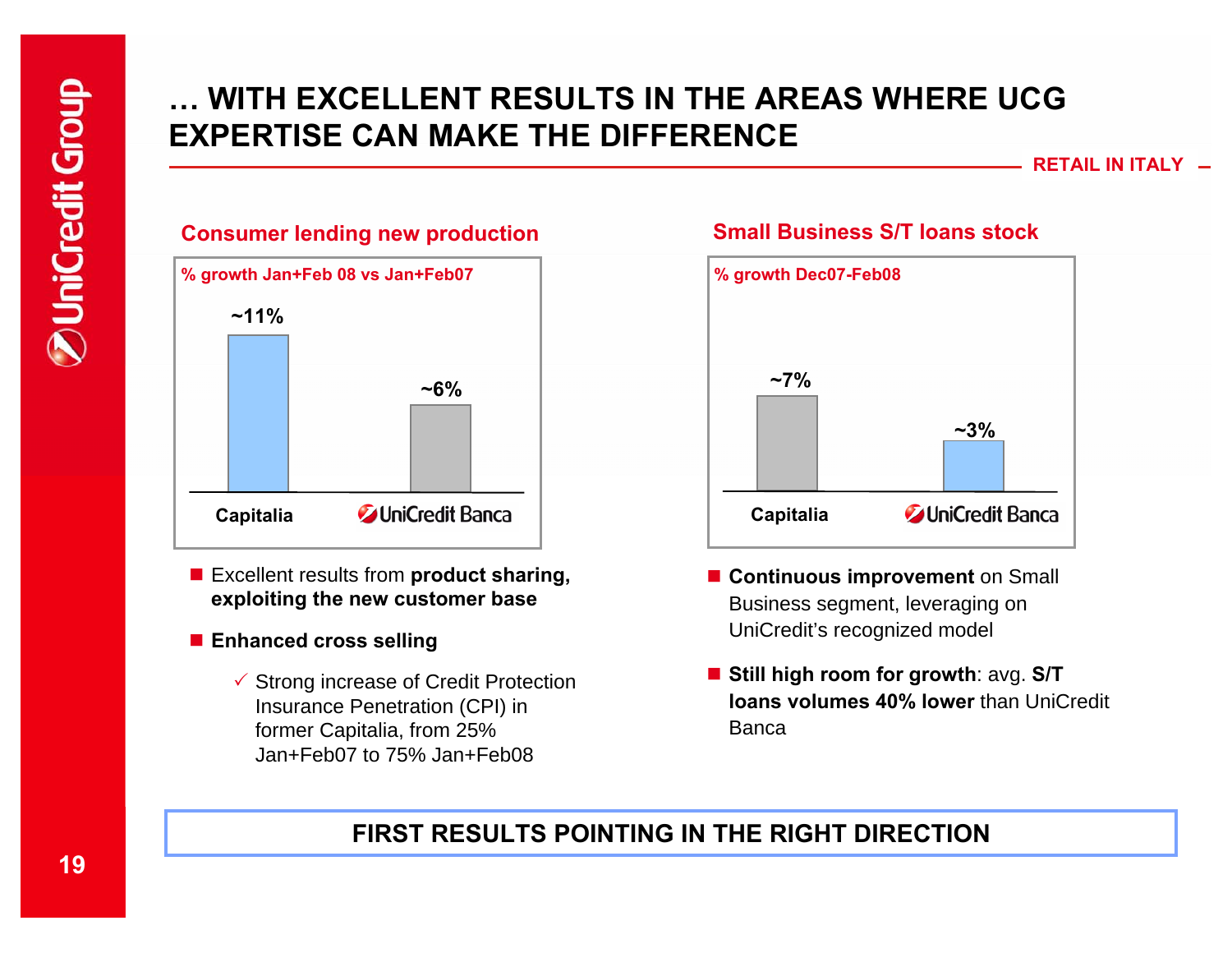# … WITH EXCELLENT RESULTS IN THE AREAS WHERE UCG EXPERTISE CAN MAKE THE DIFFERENCE

RETAIL IN ITALY

## Consumer lending new production

% growth Jan+Feb 08 vs Jan+Feb07

| | Capitalia | UniCredit Banca |
|---|---|---|
| % growth | ~11% | ~6% |

- Excellent results from **product sharing, exploiting the new customer base**
- **Enhanced cross selling**
  - ✓ Strong increase of Credit Protection Insurance Penetration (CPI) in former Capitalia, from 25% Jan+Feb07 to 75% Jan+Feb08

## Small Business S/T loans stock

% growth Dec07-Feb08

| | Capitalia | UniCredit Banca |
|---|---|---|
| % growth | ~7% | ~3% |

- **Continuous improvement** on Small Business segment, leveraging on UniCredit's recognized model
- **Still high room for growth**: avg. **S/T loans volumes 40% lower** than UniCredit Banca

**FIRST RESULTS POINTING IN THE RIGHT DIRECTION**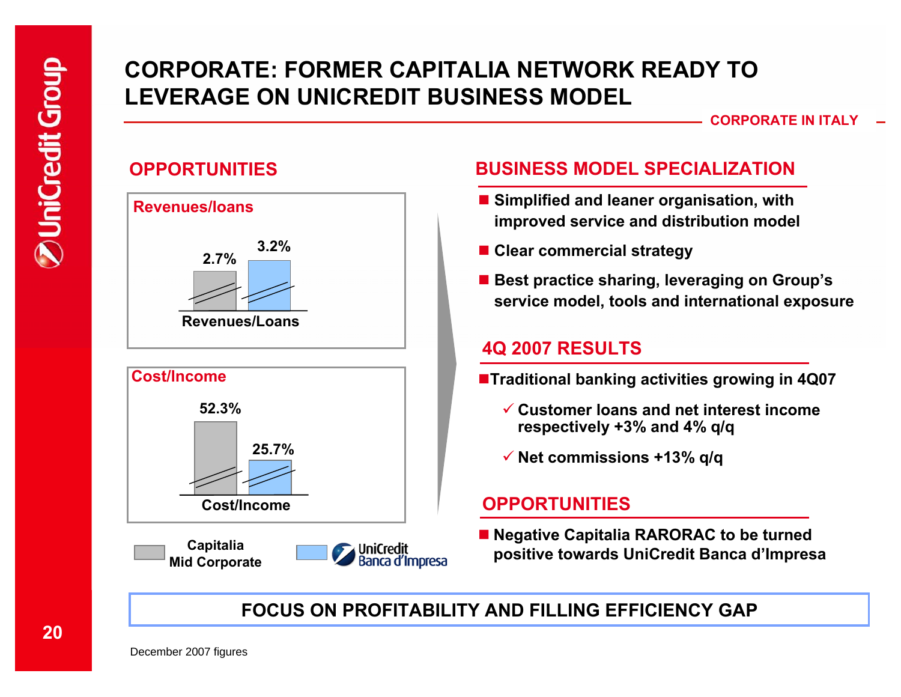# CORPORATE: FORMER CAPITALIA NETWORK READY TO LEVERAGE ON UNICREDIT BUSINESS MODEL

CORPORATE IN ITALY

## OPPORTUNITIES

**Revenues/loans**

| | Capitalia Mid Corporate | UniCredit Banca d'Impresa |
|---|---|---|
| Revenues/Loans | 2.7% | 3.2% |

**Cost/Income**

| | Capitalia Mid Corporate | UniCredit Banca d'Impresa |
|---|---|---|
| Cost/Income | 52.3% | 25.7% |

## BUSINESS MODEL SPECIALIZATION

- Simplified and leaner organisation, with improved service and distribution model
- Clear commercial strategy
- Best practice sharing, leveraging on Group's service model, tools and international exposure

## 4Q 2007 RESULTS

- Traditional banking activities growing in 4Q07
  - ✓ Customer loans and net interest income respectively +3% and 4% q/q
  - ✓ Net commissions +13% q/q

## OPPORTUNITIES

- Negative Capitalia RARORAC to be turned positive towards UniCredit Banca d'Impresa

**FOCUS ON PROFITABILITY AND FILLING EFFICIENCY GAP**

December 2007 figures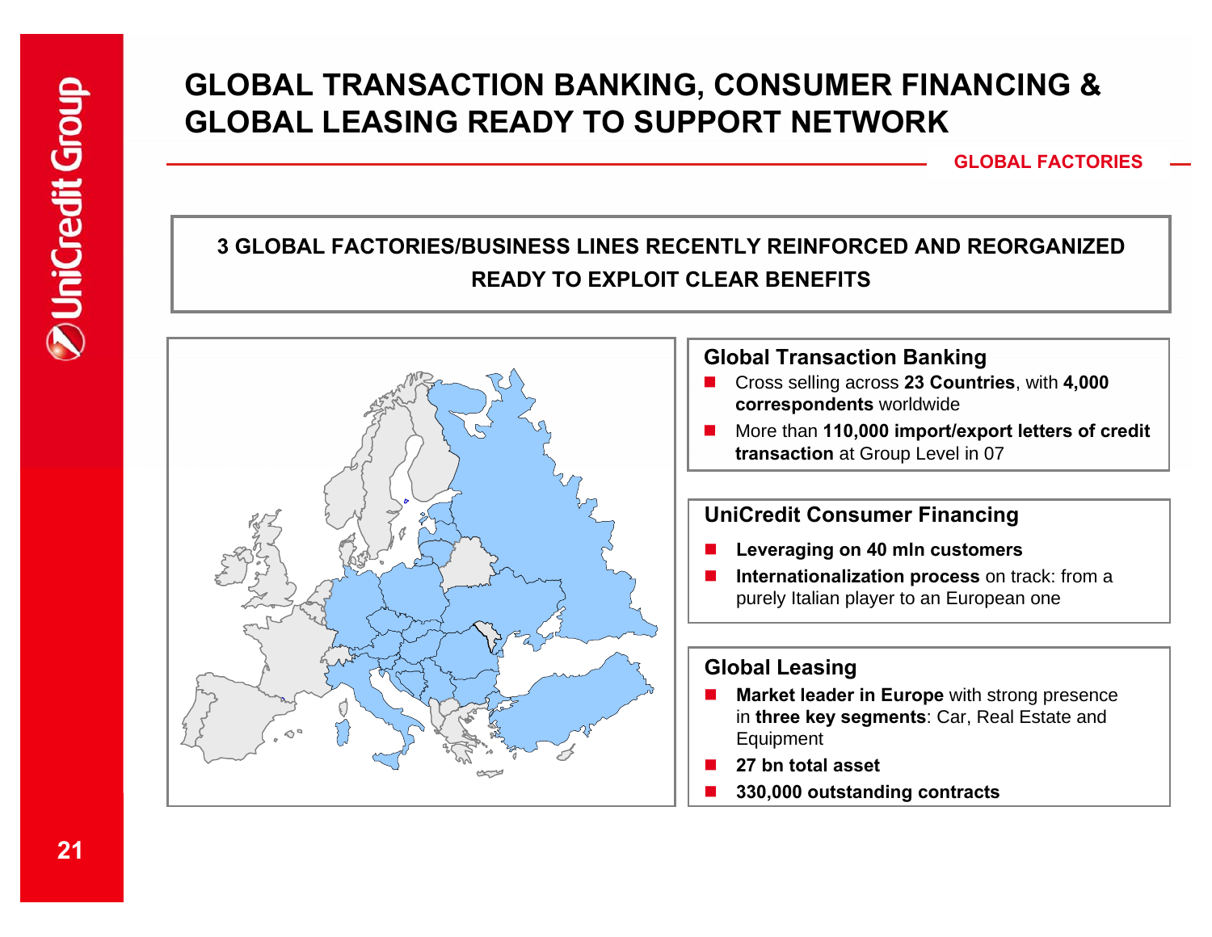# GLOBAL TRANSACTION BANKING, CONSUMER FINANCING & GLOBAL LEASING READY TO SUPPORT NETWORK

GLOBAL FACTORIES

**3 GLOBAL FACTORIES/BUSINESS LINES RECENTLY REINFORCED AND REORGANIZED READY TO EXPLOIT CLEAR BENEFITS**

## Global Transaction Banking

- Cross selling across **23 Countries**, with **4,000 correspondents** worldwide
- More than **110,000 import/export letters of credit transaction** at Group Level in 07

## UniCredit Consumer Financing

- **Leveraging on 40 mln customers**
- **Internationalization process** on track: from a purely Italian player to an European one

## Global Leasing

- **Market leader in Europe** with strong presence in **three key segments**: Car, Real Estate and Equipment
- **27 bn total asset**
- **330,000 outstanding contracts**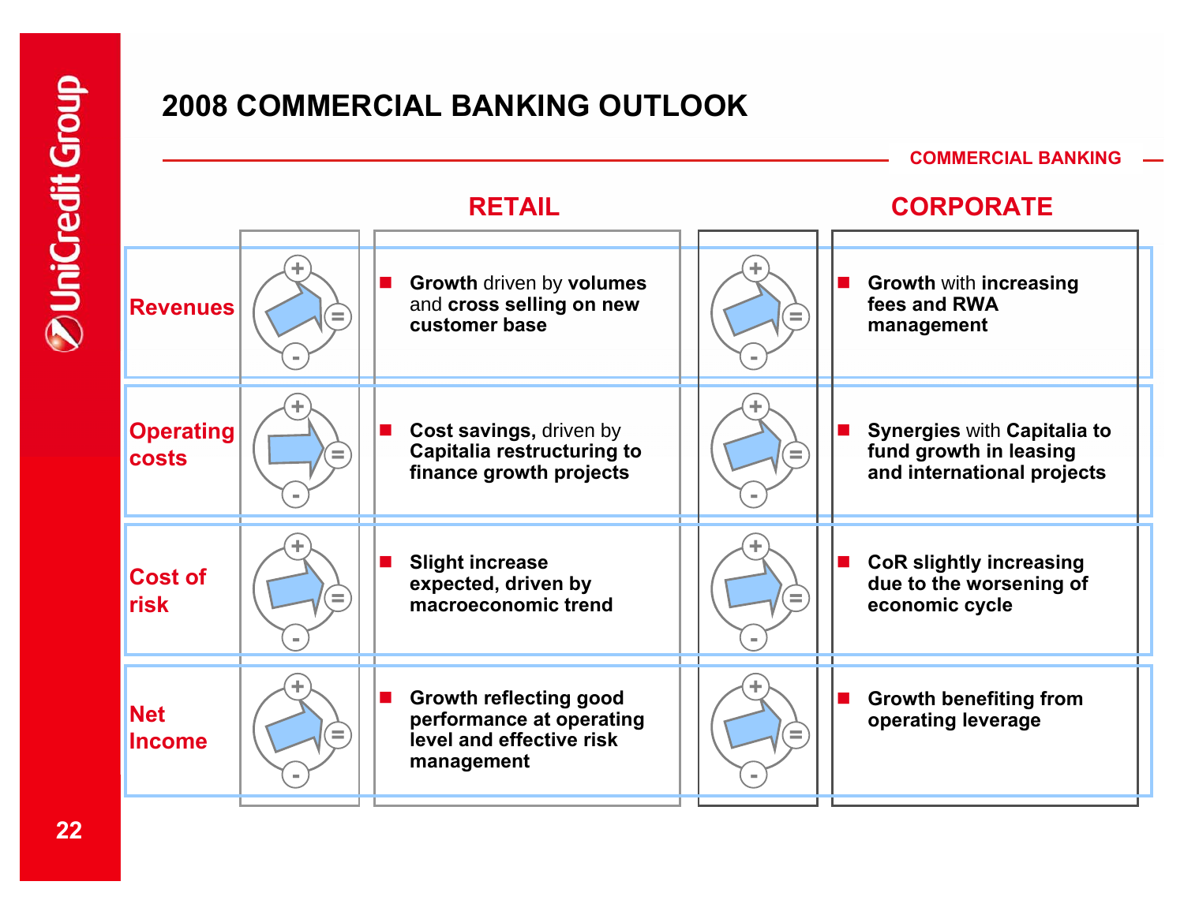# 2008 COMMERCIAL BANKING OUTLOOK

COMMERCIAL BANKING

| | RETAIL | CORPORATE |
|---|---|---|
| **Revenues** | **Growth** driven by **volumes** and **cross selling on new customer base** | **Growth** with **increasing fees and RWA management** |
| **Operating costs** | **Cost savings,** driven by **Capitalia restructuring to finance growth projects** | **Synergies** with **Capitalia to fund growth in leasing and international projects** |
| **Cost of risk** | **Slight increase expected, driven by macroeconomic trend** | **CoR slightly increasing due to the worsening of economic cycle** |
| **Net Income** | **Growth reflecting good performance at operating level and effective risk management** | **Growth benefiting from operating leverage** |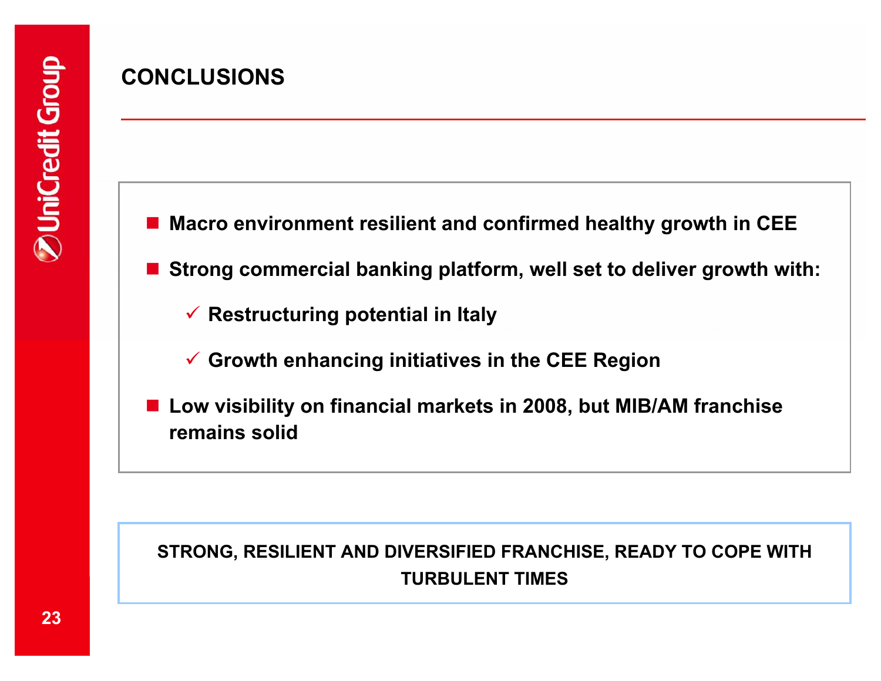# CONCLUSIONS

- **Macro environment resilient and confirmed healthy growth in CEE**
- **Strong commercial banking platform, well set to deliver growth with:**
  - ✓ **Restructuring potential in Italy**
  - ✓ **Growth enhancing initiatives in the CEE Region**
- **Low visibility on financial markets in 2008, but MIB/AM franchise remains solid**

**STRONG, RESILIENT AND DIVERSIFIED FRANCHISE, READY TO COPE WITH TURBULENT TIMES**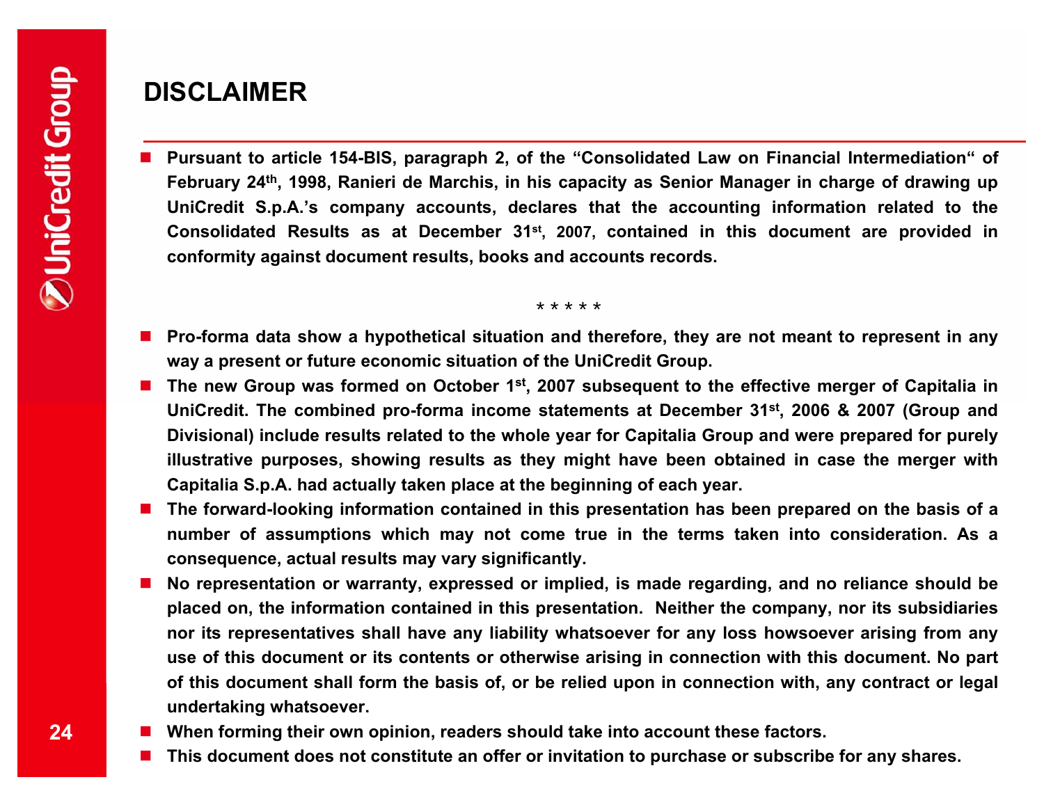# DISCLAIMER

- Pursuant to article 154-BIS, paragraph 2, of the "Consolidated Law on Financial Intermediation" of February 24th, 1998, Ranieri de Marchis, in his capacity as Senior Manager in charge of drawing up UniCredit S.p.A.'s company accounts, declares that the accounting information related to the Consolidated Results as at December 31st, 2007, contained in this document are provided in conformity against document results, books and accounts records.

\* \* \* \* \*

- Pro-forma data show a hypothetical situation and therefore, they are not meant to represent in any way a present or future economic situation of the UniCredit Group.
- The new Group was formed on October 1st, 2007 subsequent to the effective merger of Capitalia in UniCredit. The combined pro-forma income statements at December 31st, 2006 & 2007 (Group and Divisional) include results related to the whole year for Capitalia Group and were prepared for purely illustrative purposes, showing results as they might have been obtained in case the merger with Capitalia S.p.A. had actually taken place at the beginning of each year.
- The forward-looking information contained in this presentation has been prepared on the basis of a number of assumptions which may not come true in the terms taken into consideration. As a consequence, actual results may vary significantly.
- No representation or warranty, expressed or implied, is made regarding, and no reliance should be placed on, the information contained in this presentation. Neither the company, nor its subsidiaries nor its representatives shall have any liability whatsoever for any loss howsoever arising from any use of this document or its contents or otherwise arising in connection with this document. No part of this document shall form the basis of, or be relied upon in connection with, any contract or legal undertaking whatsoever.
- When forming their own opinion, readers should take into account these factors.
- This document does not constitute an offer or invitation to purchase or subscribe for any shares.